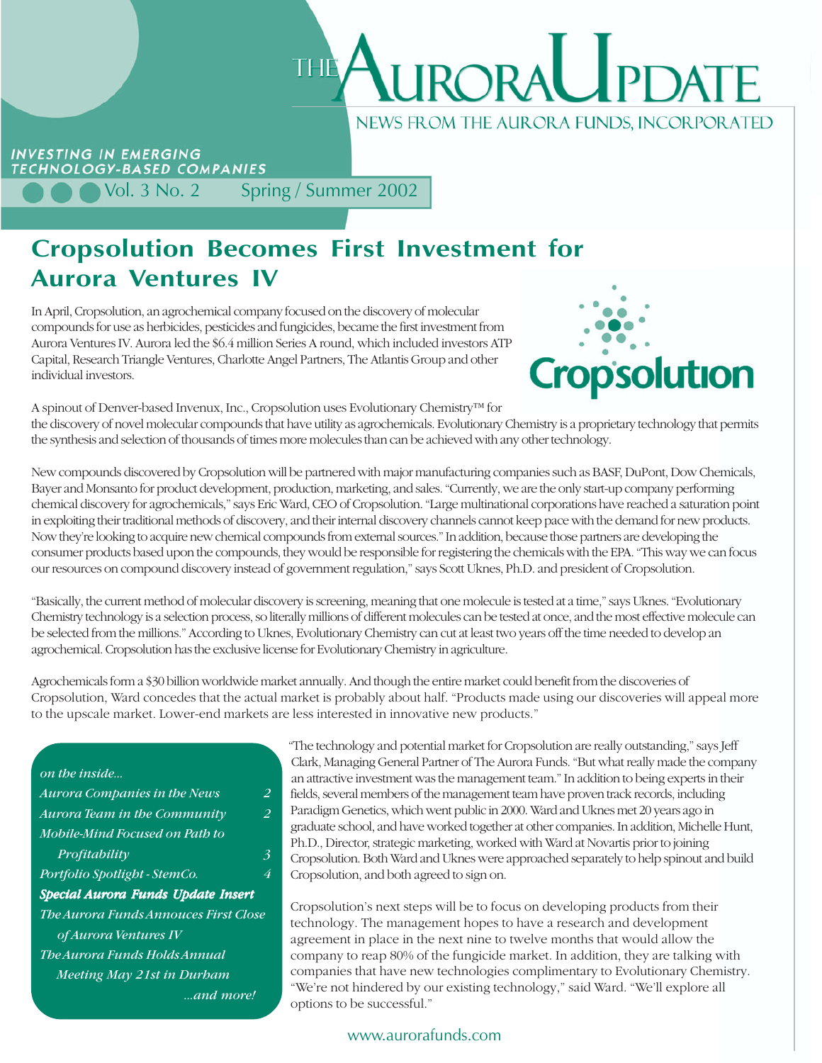# THE AURORA UPDATE

NEWS FROM THE AURORA FUNDS, INCORPORATED

*INVESTING IN EMERGING TECHNOLOGY-BASED COMPANIES*

Vol. 3 No. 2 Spring / Summer 2002

## Cropsolution Becomes First Investment for Aurora Ventures IV

In April, Cropsolution, an agrochemical company focused on the discovery of molecular compounds for use as herbicides, pesticides and fungicides, became the first investment from Aurora Ventures IV. Aurora led the $6.4 million Series A round, which included investors ATP Capital, Research Triangle Ventures, Charlotte Angel Partners, The Atlantis Group and other individual investors.

A spinout of Denver-based Invenux, Inc., Cropsolution uses Evolutionary Chemistry™ for the discovery of novel molecular compounds that have utility as agrochemicals. Evolutionary Chemistry is a proprietary technology that permits the synthesis and selection of thousands of times more molecules than can be achieved with any other technology.

New compounds discovered by Cropsolution will be partnered with major manufacturing companies such as BASF, DuPont, Dow Chemicals, Bayer and Monsanto for product development, production, marketing, and sales. "Currently, we are the only start-up company performing chemical discovery for agrochemicals," says Eric Ward, CEO of Cropsolution. "Large multinational corporations have reached a saturation point in exploiting their traditional methods of discovery, and their internal discovery channels cannot keep pace with the demand for new products. Now they're looking to acquire new chemical compounds from external sources." In addition, because those partners are developing the consumer products based upon the compounds, they would be responsible for registering the chemicals with the EPA. "This way we can focus our resources on compound discovery instead of government regulation," says Scott Uknes, Ph.D. and president of Cropsolution.

"Basically, the current method of molecular discovery is screening, meaning that one molecule is tested at a time," says Uknes. "Evolutionary Chemistry technology is a selection process, so literally millions of different molecules can be tested at once, and the most effective molecule can be selected from the millions." According to Uknes, Evolutionary Chemistry can cut at least two years off the time needed to develop an agrochemical. Cropsolution has the exclusive license for Evolutionary Chemistry in agriculture.

Agrochemicals form a $30 billion worldwide market annually. And though the entire market could benefit from the discoveries of Cropsolution, Ward concedes that the actual market is probably about half. "Products made using our discoveries will appeal more to the upscale market. Lower-end markets are less interested in innovative new products."

"The technology and potential market for Cropsolution are really outstanding," says Jeff Clark, Managing General Partner of The Aurora Funds. "But what really made the company an attractive investment was the management team." In addition to being experts in their fields, several members of the management team have proven track records, including Paradigm Genetics, which went public in 2000. Ward and Uknes met 20 years ago in graduate school, and have worked together at other companies. In addition, Michelle Hunt, Ph.D., Director, strategic marketing, worked with Ward at Novartis prior to joining Cropsolution. Both Ward and Uknes were approached separately to help spinout and build Cropsolution, and both agreed to sign on.

Cropsolution's next steps will be to focus on developing products from their technology. The management hopes to have a research and development agreement in place in the next nine to twelve months that would allow the company to reap 80% of the fungicide market. In addition, they are talking with companies that have new technologies complimentary to Evolutionary Chemistry. "We're not hindered by our existing technology," said Ward. "We'll explore all options to be successful."

*on the inside...*

- *Aurora Companies in the News* — 2
- *Aurora Team in the Community* — 2
- *Mobile-Mind Focused on Path to Profitability* — 3
- *Portfolio Spotlight - StemCo.* — 4

***Special Aurora Funds Update Insert***

- *The Aurora Funds Annouces First Close of Aurora Ventures IV*
- *The Aurora Funds Holds Annual Meeting May 21st in Durham*

*...and more!*

www.aurorafunds.com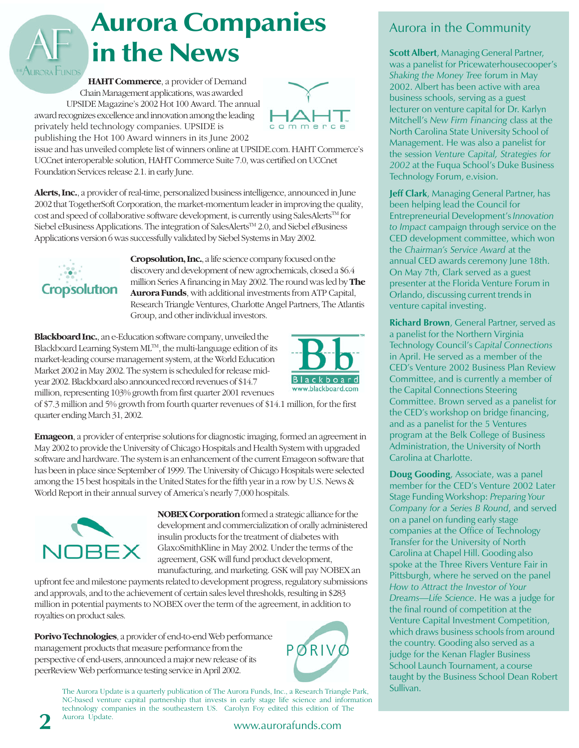# Aurora Companies in the News

**HAHT Commerce**, a provider of Demand Chain Management applications, was awarded UPSIDE Magazine's 2002 Hot 100 Award. The annual award recognizes excellence and innovation among the leading privately held technology companies. UPSIDE is publishing the Hot 100 Award winners in its June 2002 issue and has unveiled complete list of winners online at UPSIDE.com. HAHT Commerce's UCCnet interoperable solution, HAHT Commerce Suite 7.0, was certified on UCCnet Foundation Services release 2.1. in early June.

**Alerts, Inc.**, a provider of real-time, personalized business intelligence, announced in June 2002 that TogetherSoft Corporation, the market-momentum leader in improving the quality, cost and speed of collaborative software development, is currently using SalesAlerts™ for Siebel eBusiness Applications. The integration of SalesAlerts™ 2.0, and Siebel eBusiness Applications version 6 was successfully validated by Siebel Systems in May 2002.

**Cropsolution, Inc.**, a life science company focused on the discovery and development of new agrochemicals, closed a $6.4 million Series A financing in May 2002. The round was led by **The Aurora Funds**, with additional investments from ATP Capital, Research Triangle Ventures, Charlotte Angel Partners, The Atlantis Group, and other individual investors.

**Blackboard Inc.**, an e-Education software company, unveiled the Blackboard Learning System ML™, the multi-language edition of its market-leading course management system, at the World Education Market 2002 in May 2002. The system is scheduled for release mid-year 2002. Blackboard also announced record revenues of $14.7 million, representing 103% growth from first quarter 2001 revenues of $7.3 million and 5% growth from fourth quarter revenues of $14.1 million, for the first quarter ending March 31, 2002.

**Emageon**, a provider of enterprise solutions for diagnostic imaging, formed an agreement in May 2002 to provide the University of Chicago Hospitals and Health System with upgraded software and hardware. The system is an enhancement of the current Emageon software that has been in place since September of 1999. The University of Chicago Hospitals were selected among the 15 best hospitals in the United States for the fifth year in a row by U.S. News & World Report in their annual survey of America's nearly 7,000 hospitals.

**NOBEX Corporation** formed a strategic alliance for the development and commercialization of orally administered insulin products for the treatment of diabetes with GlaxoSmithKline in May 2002. Under the terms of the agreement, GSK will fund product development, manufacturing, and marketing. GSK will pay NOBEX an upfront fee and milestone payments related to development progress, regulatory submissions and approvals, and to the achievement of certain sales level thresholds, resulting in $283 million in potential payments to NOBEX over the term of the agreement, in addition to royalties on product sales.

**Porivo Technologies**, a provider of end-to-end Web performance management products that measure performance from the perspective of end-users, announced a major new release of its peerReview Web performance testing service in April 2002.

The Aurora Update is a quarterly publication of The Aurora Funds, Inc., a Research Triangle Park, NC-based venture capital partnership that invests in early stage life science and information technology companies in the southeastern US. Carolyn Foy edited this edition of The Aurora Update.

www.aurorafunds.com

## Aurora in the Community

**Scott Albert**, Managing General Partner, was a panelist for Pricewaterhousecooper's *Shaking the Money Tree* forum in May 2002. Albert has been active with area business schools, serving as a guest lecturer on venture capital for Dr. Karlyn Mitchell's *New Firm Financing* class at the North Carolina State University School of Management. He was also a panelist for the session *Venture Capital, Strategies for 2002* at the Fuqua School's Duke Business Technology Forum, e.vision.

**Jeff Clark**, Managing General Partner, has been helping lead the Council for Entrepreneurial Development's *Innovation to Impact* campaign through service on the CED development committee, which won the *Chairman's Service Award* at the annual CED awards ceremony June 18th. On May 7th, Clark served as a guest presenter at the Florida Venture Forum in Orlando, discussing current trends in venture capital investing.

**Richard Brown**, General Partner, served as a panelist for the Northern Virginia Technology Council's *Capital Connections* in April. He served as a member of the CED's Venture 2002 Business Plan Review Committee, and is currently a member of the Capital Connections Steering Committee. Brown served as a panelist for the CED's workshop on bridge financing, and as a panelist for the 5 Ventures program at the Belk College of Business Administration, the University of North Carolina at Charlotte.

**Doug Gooding**, Associate, was a panel member for the CED's Venture 2002 Later Stage Funding Workshop: *Preparing Your Company for a Series B Round*, and served on a panel on funding early stage companies at the Office of Technology Transfer for the University of North Carolina at Chapel Hill. Gooding also spoke at the Three Rivers Venture Fair in Pittsburgh, where he served on the panel *How to Attract the Investor of Your Dreams—Life Science*. He was a judge for the final round of competition at the Venture Capital Investment Competition, which draws business schools from around the country. Gooding also served as a judge for the Kenan Flagler Business School Launch Tournament, a course taught by the Business School Dean Robert Sullivan.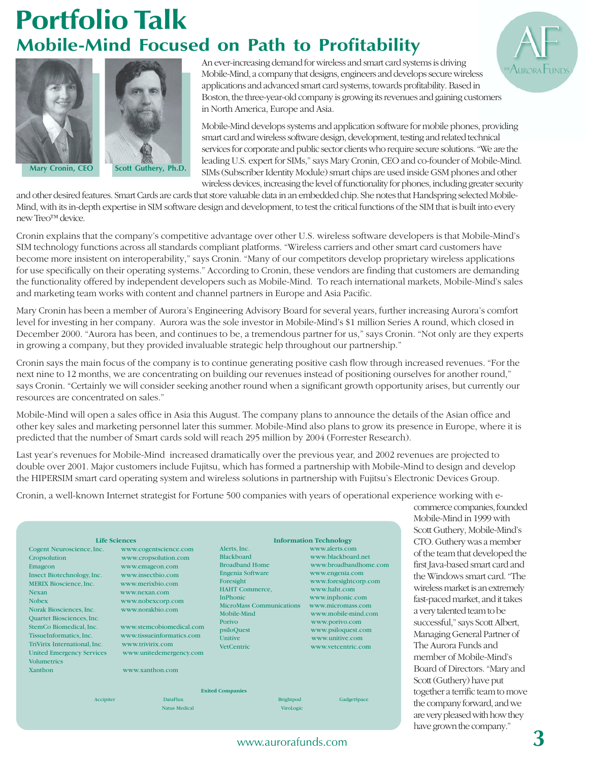# Portfolio Talk

## Mobile-Mind Focused on Path to Profitability

Mary Cronin, CEO

Scott Guthery, Ph.D.

An ever-increasing demand for wireless and smart card systems is driving Mobile-Mind, a company that designs, engineers and develops secure wireless applications and advanced smart card systems, towards profitability. Based in Boston, the three-year-old company is growing its revenues and gaining customers in North America, Europe and Asia.

Mobile-Mind develops systems and application software for mobile phones, providing smart card and wireless software design, development, testing and related technical services for corporate and public sector clients who require secure solutions. "We are the leading U.S. expert for SIMs," says Mary Cronin, CEO and co-founder of Mobile-Mind. SIMs (Subscriber Identity Module) smart chips are used inside GSM phones and other wireless devices, increasing the level of functionality for phones, including greater security and other desired features. Smart Cards are cards that store valuable data in an embedded chip. She notes that Handspring selected Mobile-Mind, with its in-depth expertise in SIM software design and development, to test the critical functions of the SIM that is built into every new Treo™ device.

Cronin explains that the company's competitive advantage over other U.S. wireless software developers is that Mobile-Mind's SIM technology functions across all standards compliant platforms. "Wireless carriers and other smart card customers have become more insistent on interoperability," says Cronin. "Many of our competitors develop proprietary wireless applications for use specifically on their operating systems." According to Cronin, these vendors are finding that customers are demanding the functionality offered by independent developers such as Mobile-Mind. To reach international markets, Mobile-Mind's sales and marketing team works with content and channel partners in Europe and Asia Pacific.

Mary Cronin has been a member of Aurora's Engineering Advisory Board for several years, further increasing Aurora's comfort level for investing in her company. Aurora was the sole investor in Mobile-Mind's $1 million Series A round, which closed in December 2000. "Aurora has been, and continues to be, a tremendous partner for us," says Cronin. "Not only are they experts in growing a company, but they provided invaluable strategic help throughout our partnership."

Cronin says the main focus of the company is to continue generating positive cash flow through increased revenues. "For the next nine to 12 months, we are concentrating on building our revenues instead of positioning ourselves for another round," says Cronin. "Certainly we will consider seeking another round when a significant growth opportunity arises, but currently our resources are concentrated on sales."

Mobile-Mind will open a sales office in Asia this August. The company plans to announce the details of the Asian office and other key sales and marketing personnel later this summer. Mobile-Mind also plans to grow its presence in Europe, where it is predicted that the number of Smart cards sold will reach 295 million by 2004 (Forrester Research).

Last year's revenues for Mobile-Mind increased dramatically over the previous year, and 2002 revenues are projected to double over 2001. Major customers include Fujitsu, which has formed a partnership with Mobile-Mind to design and develop the HIPERSIM smart card operating system and wireless solutions in partnership with Fujitsu's Electronic Devices Group.

Cronin, a well-known Internet strategist for Fortune 500 companies with years of operational experience working with e-commerce companies, founded Mobile-Mind in 1999 with Scott Guthery, Mobile-Mind's CTO. Guthery was a member of the team that developed the first Java-based smart card and the Windows smart card. "The wireless market is an extremely fast-paced market, and it takes a very talented team to be successful," says Scott Albert, Managing General Partner of The Aurora Funds and member of Mobile-Mind's Board of Directors. "Mary and Scott (Guthery) have put together a terrific team to move the company forward, and we are very pleased with how they have grown the company."

### Life Sciences

| | |
|---|---|
| Cogent Neuroscience, Inc. | www.cogentscience.com |
| Cropsolution | www.cropsolution.com |
| Emageon | www.emageon.com |
| Insect Biotechnology, Inc. | www.insectbio.com |
| MERIX Bioscience, Inc. | www.merixbio.com |
| Nexan | www.nexan.com |
| Nobex | www.nobexcorp.com |
| Norak Biosciences, Inc. | www.norakbio.com |
| Quartet Biosciences, Inc. | |
| StemCo Biomedical, Inc. | www.stemcobiomedical.com |
| TissueInformatics, Inc. | www.tissueinformatics.com |
| TriVirix International, Inc. | www.trivirix.com |
| United Emergency Services | www.unitedemergency.com |
| Volumetrics | |
| Xanthon | www.xanthon.com |

### Information Technology

| | |
|---|---|
| Alerts, Inc. | www.alerts.com |
| Blackboard | www.blackboard.net |
| Broadband Home | www.broadbandhome.com |
| Engenia Software | www.engenia.com |
| Foresight | www.foresightcorp.com |
| HAHT Commerce, | www.haht.com |
| InPhonic | www.inphonic.com |
| MicroMass Communications | www.micromass.com |
| Mobile-Mind | www.mobile-mind.com |
| Porivo | www.porivo.com |
| psiloQuest | www.psiloquest.com |
| Unitive | www.unitive.com |
| VetCentric | www.vetcentric.com |

### Exited Companies

Accipiter, DataFlux, Natus Medical, Brightpod, ViroLogic, GadgetSpace

www.aurorafunds.com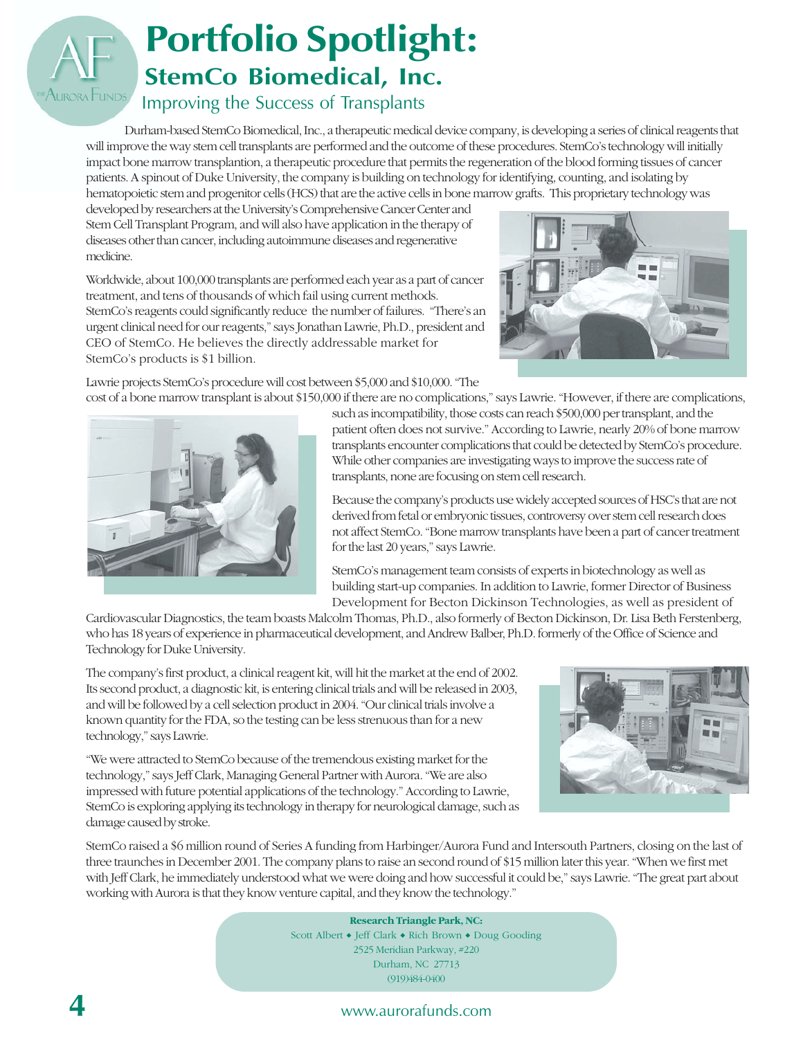# Portfolio Spotlight:

## StemCo Biomedical, Inc.

### Improving the Success of Transplants

Durham-based StemCo Biomedical, Inc., a therapeutic medical device company, is developing a series of clinical reagents that will improve the way stem cell transplants are performed and the outcome of these procedures. StemCo's technology will initially impact bone marrow transplantion, a therapeutic procedure that permits the regeneration of the blood forming tissues of cancer patients. A spinout of Duke University, the company is building on technology for identifying, counting, and isolating by hematopoietic stem and progenitor cells (HCS) that are the active cells in bone marrow grafts. This proprietary technology was developed by researchers at the University's Comprehensive Cancer Center and Stem Cell Transplant Program, and will also have application in the therapy of diseases other than cancer, including autoimmune diseases and regenerative medicine.

Worldwide, about 100,000 transplants are performed each year as a part of cancer treatment, and tens of thousands of which fail using current methods. StemCo's reagents could significantly reduce the number of failures. "There's an urgent clinical need for our reagents," says Jonathan Lawrie, Ph.D., president and CEO of StemCo. He believes the directly addressable market for StemCo's products is $1 billion.

Lawrie projects StemCo's procedure will cost between $5,000 and $10,000. "The cost of a bone marrow transplant is about $150,000 if there are no complications," says Lawrie. "However, if there are complications, such as incompatibility, those costs can reach $500,000 per transplant, and the patient often does not survive." According to Lawrie, nearly 20% of bone marrow transplants encounter complications that could be detected by StemCo's procedure. While other companies are investigating ways to improve the success rate of transplants, none are focusing on stem cell research.

Because the company's products use widely accepted sources of HSC's that are not derived from fetal or embryonic tissues, controversy over stem cell research does not affect StemCo. "Bone marrow transplants have been a part of cancer treatment for the last 20 years," says Lawrie.

StemCo's management team consists of experts in biotechnology as well as building start-up companies. In addition to Lawrie, former Director of Business Development for Becton Dickinson Technologies, as well as president of Cardiovascular Diagnostics, the team boasts Malcolm Thomas, Ph.D., also formerly of Becton Dickinson, Dr. Lisa Beth Ferstenberg, who has 18 years of experience in pharmaceutical development, and Andrew Balber, Ph.D. formerly of the Office of Science and Technology for Duke University.

The company's first product, a clinical reagent kit, will hit the market at the end of 2002. Its second product, a diagnostic kit, is entering clinical trials and will be released in 2003, and will be followed by a cell selection product in 2004. "Our clinical trials involve a known quantity for the FDA, so the testing can be less strenuous than for a new technology," says Lawrie.

"We were attracted to StemCo because of the tremendous existing market for the technology," says Jeff Clark, Managing General Partner with Aurora. "We are also impressed with future potential applications of the technology." According to Lawrie, StemCo is exploring applying its technology in therapy for neurological damage, such as damage caused by stroke.

StemCo raised a $6 million round of Series A funding from Harbinger/Aurora Fund and Intersouth Partners, closing on the last of three traunches in December 2001. The company plans to raise an second round of $15 million later this year. "When we first met with Jeff Clark, he immediately understood what we were doing and how successful it could be," says Lawrie. "The great part about working with Aurora is that they know venture capital, and they know the technology."

**Research Triangle Park, NC:**
Scott Albert ◆ Jeff Clark ◆ Rich Brown ◆ Doug Gooding
2525 Meridian Parkway, #220
Durham, NC 27713
(919)484-0400

www.aurorafunds.com